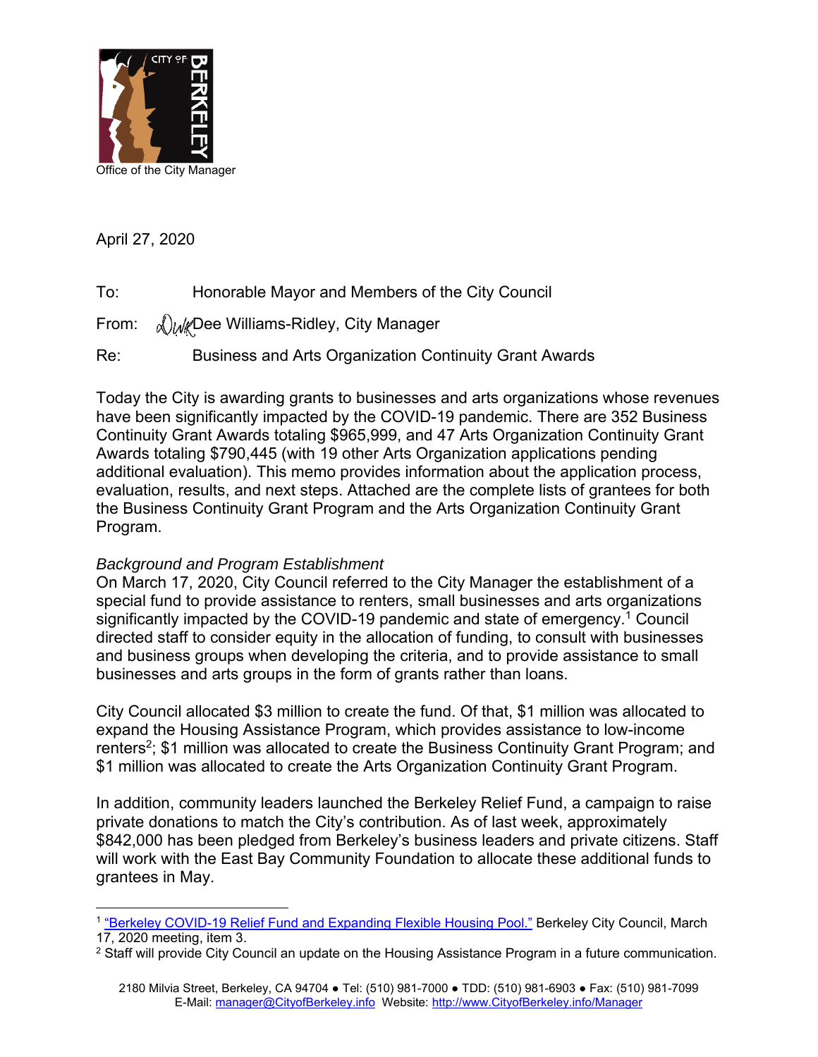Office of the City Manager

April 27, 2020

To: Honorable Mayor and Members of the City Council

From: Dee Williams-Ridley, City Manager

Re: Business and Arts Organization Continuity Grant Awards

Today the City is awarding grants to businesses and arts organizations whose revenues have been significantly impacted by the COVID-19 pandemic. There are 352 Business Continuity Grant Awards totaling $965,999, and 47 Arts Organization Continuity Grant Awards totaling $790,445 (with 19 other Arts Organization applications pending additional evaluation). This memo provides information about the application process, evaluation, results, and next steps. Attached are the complete lists of grantees for both the Business Continuity Grant Program and the Arts Organization Continuity Grant Program.

*Background and Program Establishment*

On March 17, 2020, City Council referred to the City Manager the establishment of a special fund to provide assistance to renters, small businesses and arts organizations significantly impacted by the COVID-19 pandemic and state of emergency.[1] Council directed staff to consider equity in the allocation of funding, to consult with businesses and business groups when developing the criteria, and to provide assistance to small businesses and arts groups in the form of grants rather than loans.

City Council allocated $3 million to create the fund. Of that, $1 million was allocated to expand the Housing Assistance Program, which provides assistance to low-income renters[2]; $1 million was allocated to create the Business Continuity Grant Program; and $1 million was allocated to create the Arts Organization Continuity Grant Program.

In addition, community leaders launched the Berkeley Relief Fund, a campaign to raise private donations to match the City's contribution. As of last week, approximately $842,000 has been pledged from Berkeley's business leaders and private citizens. Staff will work with the East Bay Community Foundation to allocate these additional funds to grantees in May.

---

[1] "Berkeley COVID-19 Relief Fund and Expanding Flexible Housing Pool." Berkeley City Council, March 17, 2020 meeting, item 3.

[2] Staff will provide City Council an update on the Housing Assistance Program in a future communication.

2180 Milvia Street, Berkeley, CA 94704 ● Tel: (510) 981-7000 ● TDD: (510) 981-6903 ● Fax: (510) 981-7099
E-Mail: manager@CityofBerkeley.info Website: http://www.CityofBerkeley.info/Manager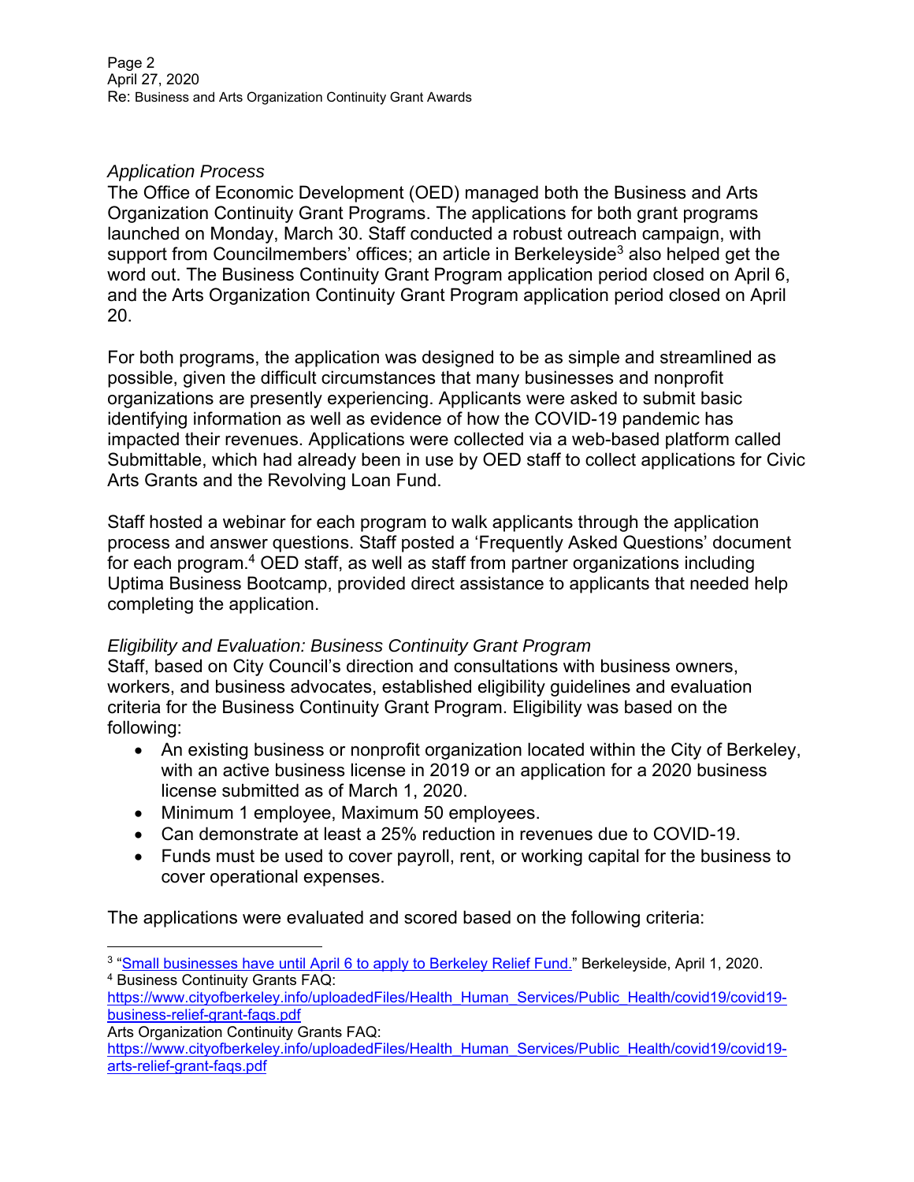*Application Process*

The Office of Economic Development (OED) managed both the Business and Arts Organization Continuity Grant Programs. The applications for both grant programs launched on Monday, March 30. Staff conducted a robust outreach campaign, with support from Councilmembers' offices; an article in Berkeleyside[3] also helped get the word out. The Business Continuity Grant Program application period closed on April 6, and the Arts Organization Continuity Grant Program application period closed on April 20.

For both programs, the application was designed to be as simple and streamlined as possible, given the difficult circumstances that many businesses and nonprofit organizations are presently experiencing. Applicants were asked to submit basic identifying information as well as evidence of how the COVID-19 pandemic has impacted their revenues. Applications were collected via a web-based platform called Submittable, which had already been in use by OED staff to collect applications for Civic Arts Grants and the Revolving Loan Fund.

Staff hosted a webinar for each program to walk applicants through the application process and answer questions. Staff posted a 'Frequently Asked Questions' document for each program.[4] OED staff, as well as staff from partner organizations including Uptima Business Bootcamp, provided direct assistance to applicants that needed help completing the application.

*Eligibility and Evaluation: Business Continuity Grant Program*

Staff, based on City Council's direction and consultations with business owners, workers, and business advocates, established eligibility guidelines and evaluation criteria for the Business Continuity Grant Program. Eligibility was based on the following:

- An existing business or nonprofit organization located within the City of Berkeley, with an active business license in 2019 or an application for a 2020 business license submitted as of March 1, 2020.
- Minimum 1 employee, Maximum 50 employees.
- Can demonstrate at least a 25% reduction in revenues due to COVID-19.
- Funds must be used to cover payroll, rent, or working capital for the business to cover operational expenses.

The applications were evaluated and scored based on the following criteria:

---

[3] "Small businesses have until April 6 to apply to Berkeley Relief Fund." Berkeleyside, April 1, 2020.

[4] Business Continuity Grants FAQ:
https://www.cityofberkeley.info/uploadedFiles/Health_Human_Services/Public_Health/covid19/covid19-business-relief-grant-faqs.pdf
Arts Organization Continuity Grants FAQ:
https://www.cityofberkeley.info/uploadedFiles/Health_Human_Services/Public_Health/covid19/covid19-arts-relief-grant-faqs.pdf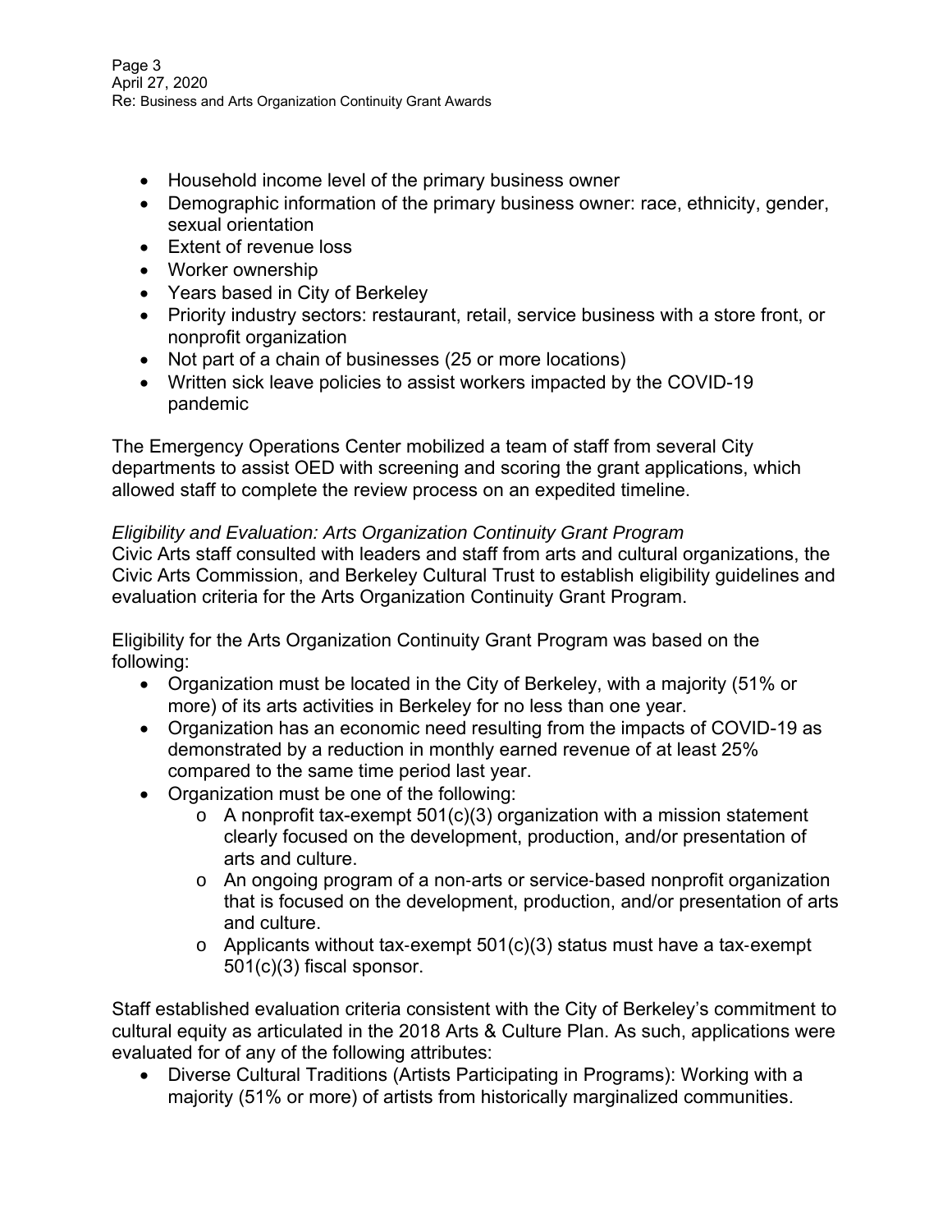- Household income level of the primary business owner
- Demographic information of the primary business owner: race, ethnicity, gender, sexual orientation
- Extent of revenue loss
- Worker ownership
- Years based in City of Berkeley
- Priority industry sectors: restaurant, retail, service business with a store front, or nonprofit organization
- Not part of a chain of businesses (25 or more locations)
- Written sick leave policies to assist workers impacted by the COVID-19 pandemic

The Emergency Operations Center mobilized a team of staff from several City departments to assist OED with screening and scoring the grant applications, which allowed staff to complete the review process on an expedited timeline.

*Eligibility and Evaluation: Arts Organization Continuity Grant Program*

Civic Arts staff consulted with leaders and staff from arts and cultural organizations, the Civic Arts Commission, and Berkeley Cultural Trust to establish eligibility guidelines and evaluation criteria for the Arts Organization Continuity Grant Program.

Eligibility for the Arts Organization Continuity Grant Program was based on the following:

- Organization must be located in the City of Berkeley, with a majority (51% or more) of its arts activities in Berkeley for no less than one year.
- Organization has an economic need resulting from the impacts of COVID-19 as demonstrated by a reduction in monthly earned revenue of at least 25% compared to the same time period last year.
- Organization must be one of the following:
    - A nonprofit tax-exempt 501(c)(3) organization with a mission statement clearly focused on the development, production, and/or presentation of arts and culture.
    - An ongoing program of a non-arts or service-based nonprofit organization that is focused on the development, production, and/or presentation of arts and culture.
    - Applicants without tax-exempt 501(c)(3) status must have a tax-exempt 501(c)(3) fiscal sponsor.

Staff established evaluation criteria consistent with the City of Berkeley's commitment to cultural equity as articulated in the 2018 Arts & Culture Plan. As such, applications were evaluated for of any of the following attributes:

- Diverse Cultural Traditions (Artists Participating in Programs): Working with a majority (51% or more) of artists from historically marginalized communities.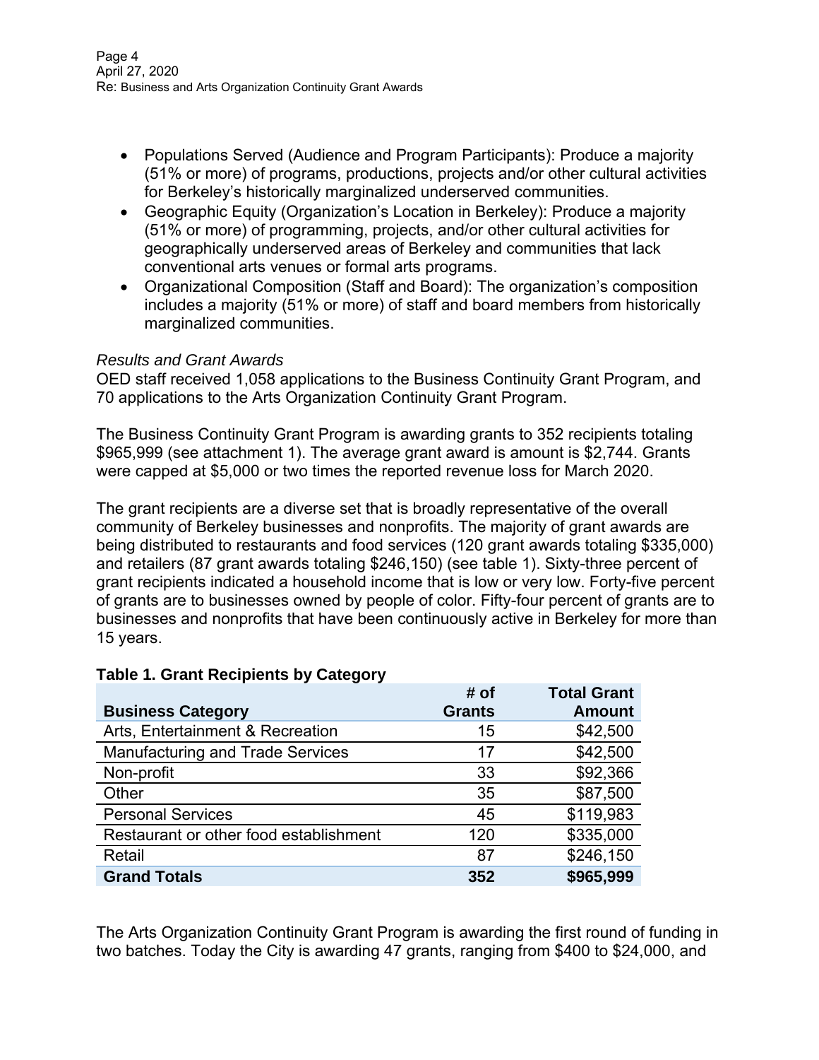- Populations Served (Audience and Program Participants): Produce a majority (51% or more) of programs, productions, projects and/or other cultural activities for Berkeley's historically marginalized underserved communities.
- Geographic Equity (Organization's Location in Berkeley): Produce a majority (51% or more) of programming, projects, and/or other cultural activities for geographically underserved areas of Berkeley and communities that lack conventional arts venues or formal arts programs.
- Organizational Composition (Staff and Board): The organization's composition includes a majority (51% or more) of staff and board members from historically marginalized communities.

*Results and Grant Awards*

OED staff received 1,058 applications to the Business Continuity Grant Program, and 70 applications to the Arts Organization Continuity Grant Program.

The Business Continuity Grant Program is awarding grants to 352 recipients totaling $965,999 (see attachment 1). The average grant award is amount is $2,744. Grants were capped at $5,000 or two times the reported revenue loss for March 2020.

The grant recipients are a diverse set that is broadly representative of the overall community of Berkeley businesses and nonprofits. The majority of grant awards are being distributed to restaurants and food services (120 grant awards totaling $335,000) and retailers (87 grant awards totaling $246,150) (see table 1). Sixty-three percent of grant recipients indicated a household income that is low or very low. Forty-five percent of grants are to businesses owned by people of color. Fifty-four percent of grants are to businesses and nonprofits that have been continuously active in Berkeley for more than 15 years.

**Table 1. Grant Recipients by Category**

| Business Category | # of Grants | Total Grant Amount |
|---|---|---|
| Arts, Entertainment & Recreation | 15 | $42,500 |
| Manufacturing and Trade Services | 17 | $42,500 |
| Non-profit | 33 | $92,366 |
| Other | 35 | $87,500 |
| Personal Services | 45 | $119,983 |
| Restaurant or other food establishment | 120 | $335,000 |
| Retail | 87 | $246,150 |
| **Grand Totals** | **352** | **$965,999** |

The Arts Organization Continuity Grant Program is awarding the first round of funding in two batches. Today the City is awarding 47 grants, ranging from $400 to $24,000, and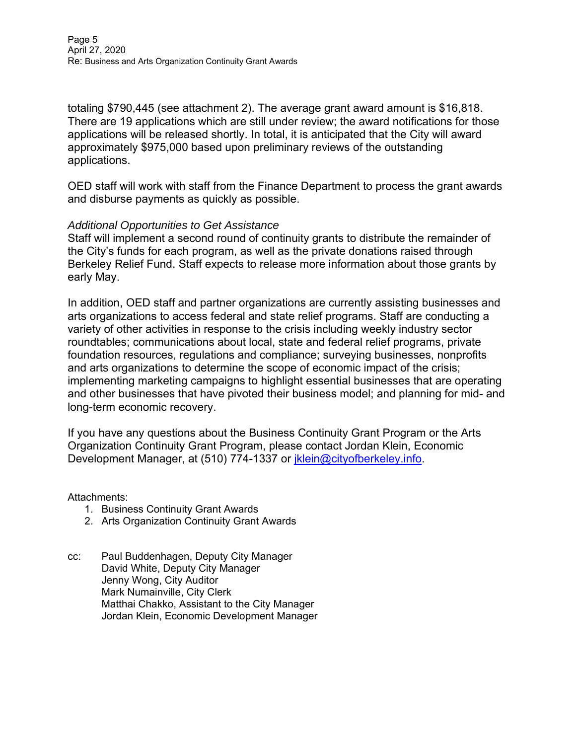totaling $790,445 (see attachment 2). The average grant award amount is $16,818. There are 19 applications which are still under review; the award notifications for those applications will be released shortly. In total, it is anticipated that the City will award approximately $975,000 based upon preliminary reviews of the outstanding applications.

OED staff will work with staff from the Finance Department to process the grant awards and disburse payments as quickly as possible.

*Additional Opportunities to Get Assistance*

Staff will implement a second round of continuity grants to distribute the remainder of the City's funds for each program, as well as the private donations raised through Berkeley Relief Fund. Staff expects to release more information about those grants by early May.

In addition, OED staff and partner organizations are currently assisting businesses and arts organizations to access federal and state relief programs. Staff are conducting a variety of other activities in response to the crisis including weekly industry sector roundtables; communications about local, state and federal relief programs, private foundation resources, regulations and compliance; surveying businesses, nonprofits and arts organizations to determine the scope of economic impact of the crisis; implementing marketing campaigns to highlight essential businesses that are operating and other businesses that have pivoted their business model; and planning for mid- and long-term economic recovery.

If you have any questions about the Business Continuity Grant Program or the Arts Organization Continuity Grant Program, please contact Jordan Klein, Economic Development Manager, at (510) 774-1337 or [jklein@cityofberkeley.info](mailto:jklein@cityofberkeley.info).

Attachments:

1. Business Continuity Grant Awards
2. Arts Organization Continuity Grant Awards

cc: Paul Buddenhagen, Deputy City Manager
David White, Deputy City Manager
Jenny Wong, City Auditor
Mark Numainville, City Clerk
Matthai Chakko, Assistant to the City Manager
Jordan Klein, Economic Development Manager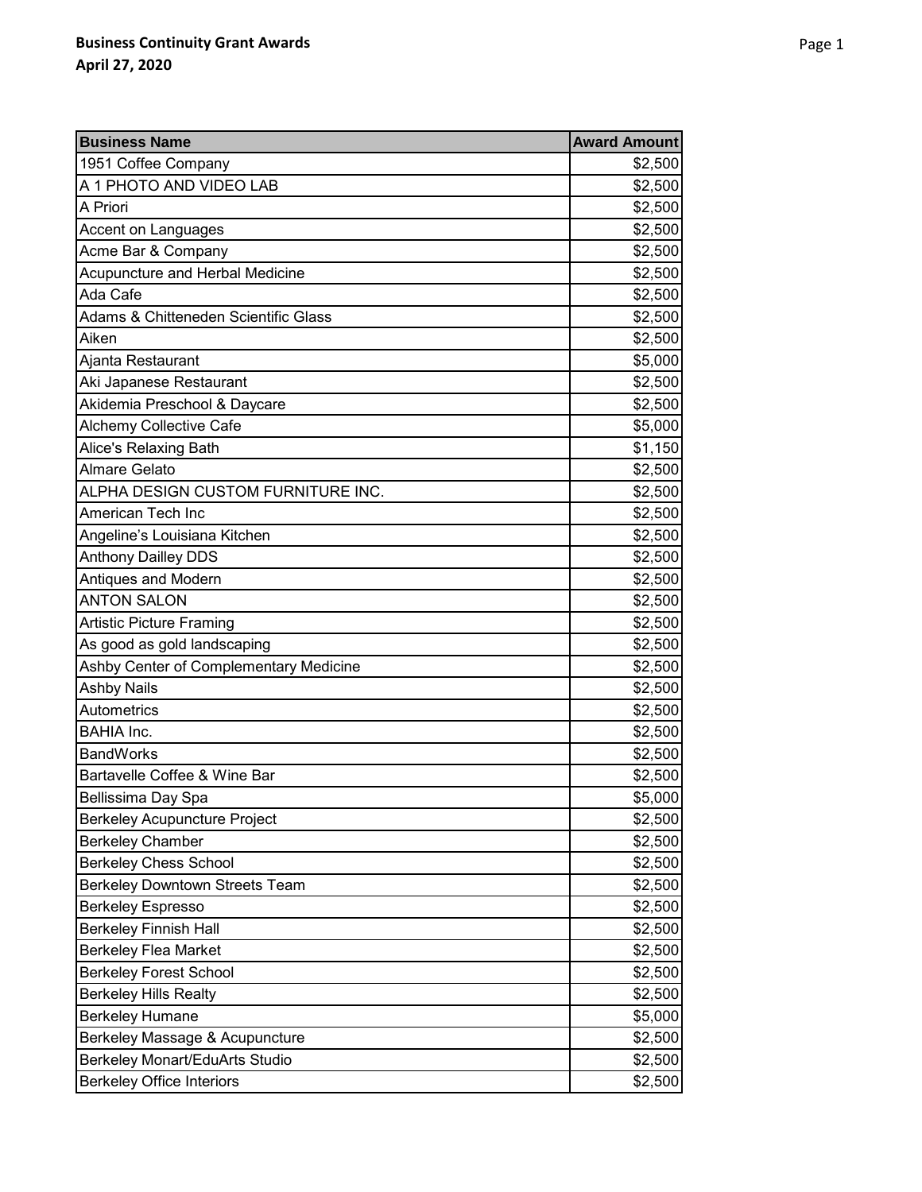**Business Continuity Grant Awards**
**April 27, 2020**

| Business Name | Award Amount |
|---|---|
| 1951 Coffee Company | $2,500 |
| A 1 PHOTO AND VIDEO LAB | $2,500 |
| A Priori | $2,500 |
| Accent on Languages | $2,500 |
| Acme Bar & Company | $2,500 |
| Acupuncture and Herbal Medicine | $2,500 |
| Ada Cafe | $2,500 |
| Adams & Chitteneden Scientific Glass | $2,500 |
| Aiken | $2,500 |
| Ajanta Restaurant | $5,000 |
| Aki Japanese Restaurant | $2,500 |
| Akidemia Preschool & Daycare | $2,500 |
| Alchemy Collective Cafe | $5,000 |
| Alice's Relaxing Bath | $1,150 |
| Almare Gelato | $2,500 |
| ALPHA DESIGN CUSTOM FURNITURE INC. | $2,500 |
| American Tech Inc | $2,500 |
| Angeline’s Louisiana Kitchen | $2,500 |
| Anthony Dailley DDS | $2,500 |
| Antiques and Modern | $2,500 |
| ANTON SALON | $2,500 |
| Artistic Picture Framing | $2,500 |
| As good as gold landscaping | $2,500 |
| Ashby Center of Complementary Medicine | $2,500 |
| Ashby Nails | $2,500 |
| Autometrics | $2,500 |
| BAHIA Inc. | $2,500 |
| BandWorks | $2,500 |
| Bartavelle Coffee & Wine Bar | $2,500 |
| Bellissima Day Spa | $5,000 |
| Berkeley Acupuncture Project | $2,500 |
| Berkeley Chamber | $2,500 |
| Berkeley Chess School | $2,500 |
| Berkeley Downtown Streets Team | $2,500 |
| Berkeley Espresso | $2,500 |
| Berkeley Finnish Hall | $2,500 |
| Berkeley Flea Market | $2,500 |
| Berkeley Forest School | $2,500 |
| Berkeley Hills Realty | $2,500 |
| Berkeley Humane | $5,000 |
| Berkeley Massage & Acupuncture | $2,500 |
| Berkeley Monart/EduArts Studio | $2,500 |
| Berkeley Office Interiors | $2,500 |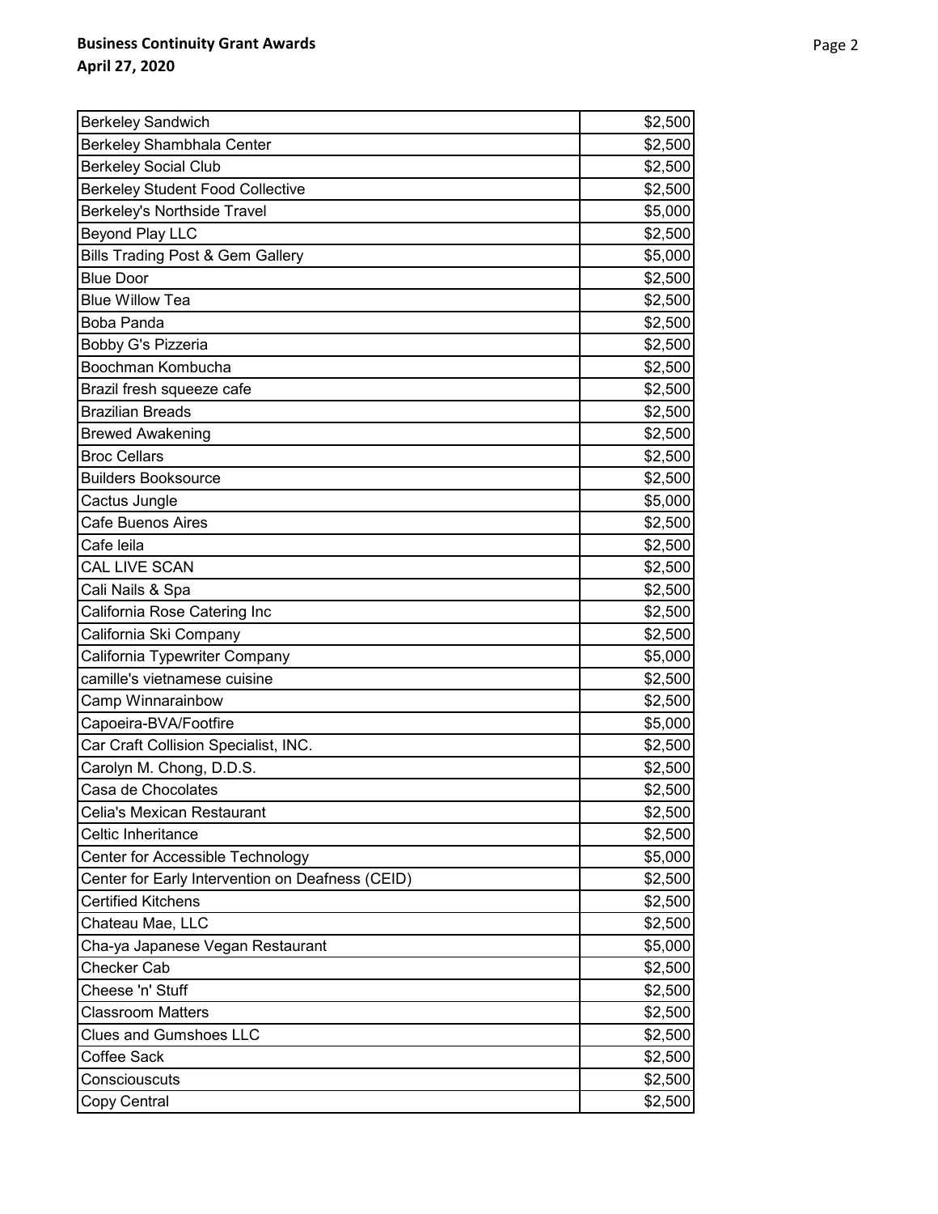| Berkeley Sandwich | $2,500 |
|---|---:|
| Berkeley Shambhala Center | $2,500 |
| Berkeley Social Club | $2,500 |
| Berkeley Student Food Collective | $2,500 |
| Berkeley's Northside Travel | $5,000 |
| Beyond Play LLC | $2,500 |
| Bills Trading Post & Gem Gallery | $5,000 |
| Blue Door | $2,500 |
| Blue Willow Tea | $2,500 |
| Boba Panda | $2,500 |
| Bobby G's Pizzeria | $2,500 |
| Boochman Kombucha | $2,500 |
| Brazil fresh squeeze cafe | $2,500 |
| Brazilian Breads | $2,500 |
| Brewed Awakening | $2,500 |
| Broc Cellars | $2,500 |
| Builders Booksource | $2,500 |
| Cactus Jungle | $5,000 |
| Cafe Buenos Aires | $2,500 |
| Cafe leila | $2,500 |
| CAL LIVE SCAN | $2,500 |
| Cali Nails & Spa | $2,500 |
| California Rose Catering Inc | $2,500 |
| California Ski Company | $2,500 |
| California Typewriter Company | $5,000 |
| camille's vietnamese cuisine | $2,500 |
| Camp Winnarainbow | $2,500 |
| Capoeira-BVA/Footfire | $5,000 |
| Car Craft Collision Specialist, INC. | $2,500 |
| Carolyn M. Chong, D.D.S. | $2,500 |
| Casa de Chocolates | $2,500 |
| Celia's Mexican Restaurant | $2,500 |
| Celtic Inheritance | $2,500 |
| Center for Accessible Technology | $5,000 |
| Center for Early Intervention on Deafness (CEID) | $2,500 |
| Certified Kitchens | $2,500 |
| Chateau Mae, LLC | $2,500 |
| Cha-ya Japanese Vegan Restaurant | $5,000 |
| Checker Cab | $2,500 |
| Cheese 'n' Stuff | $2,500 |
| Classroom Matters | $2,500 |
| Clues and Gumshoes LLC | $2,500 |
| Coffee Sack | $2,500 |
| Consciouscuts | $2,500 |
| Copy Central | $2,500 |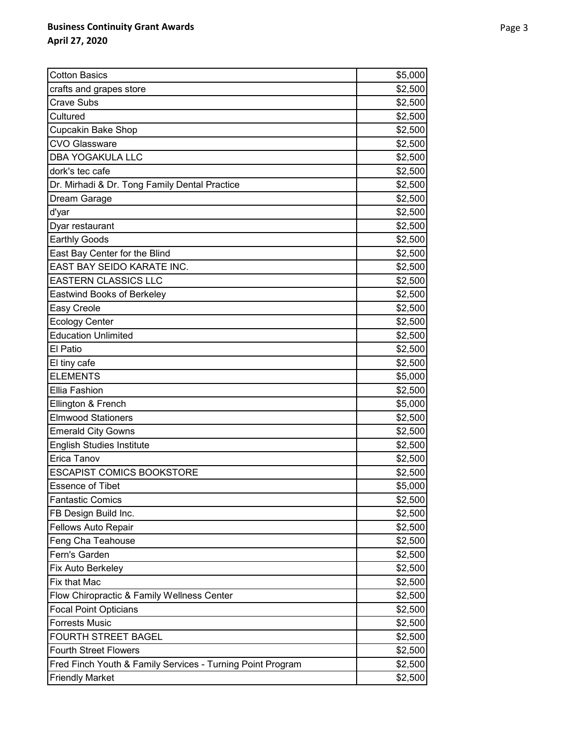| | |
|---|---|
| Cotton Basics | $5,000 |
| crafts and grapes store | $2,500 |
| Crave Subs | $2,500 |
| Cultured | $2,500 |
| Cupcakin Bake Shop | $2,500 |
| CVO Glassware | $2,500 |
| DBA YOGAKULA LLC | $2,500 |
| dork's tec cafe | $2,500 |
| Dr. Mirhadi & Dr. Tong Family Dental Practice | $2,500 |
| Dream Garage | $2,500 |
| d'yar | $2,500 |
| Dyar restaurant | $2,500 |
| Earthly Goods | $2,500 |
| East Bay Center for the Blind | $2,500 |
| EAST BAY SEIDO KARATE INC. | $2,500 |
| EASTERN CLASSICS LLC | $2,500 |
| Eastwind Books of Berkeley | $2,500 |
| Easy Creole | $2,500 |
| Ecology Center | $2,500 |
| Education Unlimited | $2,500 |
| El Patio | $2,500 |
| El tiny cafe | $2,500 |
| ELEMENTS | $5,000 |
| Ellia Fashion | $2,500 |
| Ellington & French | $5,000 |
| Elmwood Stationers | $2,500 |
| Emerald City Gowns | $2,500 |
| English Studies Institute | $2,500 |
| Erica Tanov | $2,500 |
| ESCAPIST COMICS BOOKSTORE | $2,500 |
| Essence of Tibet | $5,000 |
| Fantastic Comics | $2,500 |
| FB Design Build Inc. | $2,500 |
| Fellows Auto Repair | $2,500 |
| Feng Cha Teahouse | $2,500 |
| Fern's Garden | $2,500 |
| Fix Auto Berkeley | $2,500 |
| Fix that Mac | $2,500 |
| Flow Chiropractic & Family Wellness Center | $2,500 |
| Focal Point Opticians | $2,500 |
| Forrests Music | $2,500 |
| FOURTH STREET BAGEL | $2,500 |
| Fourth Street Flowers | $2,500 |
| Fred Finch Youth & Family Services - Turning Point Program | $2,500 |
| Friendly Market | $2,500 |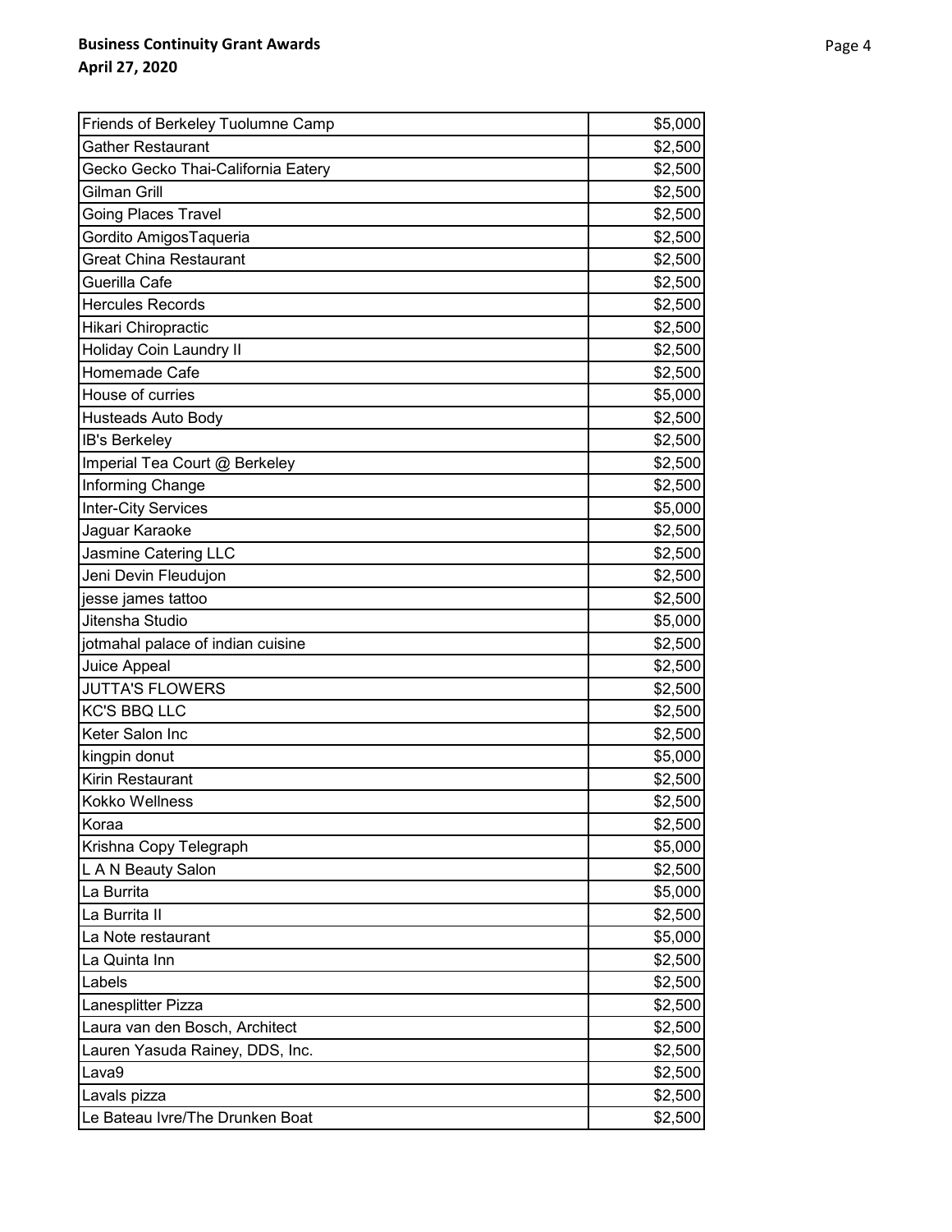**Business Continuity Grant Awards**
**April 27, 2020**

| Friends of Berkeley Tuolumne Camp | $5,000 |
|---|---|
| Gather Restaurant | $2,500 |
| Gecko Gecko Thai-California Eatery | $2,500 |
| Gilman Grill | $2,500 |
| Going Places Travel | $2,500 |
| Gordito AmigosTaqueria | $2,500 |
| Great China Restaurant | $2,500 |
| Guerilla Cafe | $2,500 |
| Hercules Records | $2,500 |
| Hikari Chiropractic | $2,500 |
| Holiday Coin Laundry II | $2,500 |
| Homemade Cafe | $2,500 |
| House of curries | $5,000 |
| Husteads Auto Body | $2,500 |
| IB's Berkeley | $2,500 |
| Imperial Tea Court @ Berkeley | $2,500 |
| Informing Change | $2,500 |
| Inter-City Services | $5,000 |
| Jaguar Karaoke | $2,500 |
| Jasmine Catering LLC | $2,500 |
| Jeni Devin Fleudujon | $2,500 |
| jesse james tattoo | $2,500 |
| Jitensha Studio | $5,000 |
| jotmahal palace of indian cuisine | $2,500 |
| Juice Appeal | $2,500 |
| JUTTA'S FLOWERS | $2,500 |
| KC'S BBQ LLC | $2,500 |
| Keter Salon Inc | $2,500 |
| kingpin donut | $5,000 |
| Kirin Restaurant | $2,500 |
| Kokko Wellness | $2,500 |
| Koraa | $2,500 |
| Krishna Copy Telegraph | $5,000 |
| L A N Beauty Salon | $2,500 |
| La Burrita | $5,000 |
| La Burrita II | $2,500 |
| La Note restaurant | $5,000 |
| La Quinta Inn | $2,500 |
| Labels | $2,500 |
| Lanesplitter Pizza | $2,500 |
| Laura van den Bosch, Architect | $2,500 |
| Lauren Yasuda Rainey, DDS, Inc. | $2,500 |
| Lava9 | $2,500 |
| Lavals pizza | $2,500 |
| Le Bateau Ivre/The Drunken Boat | $2,500 |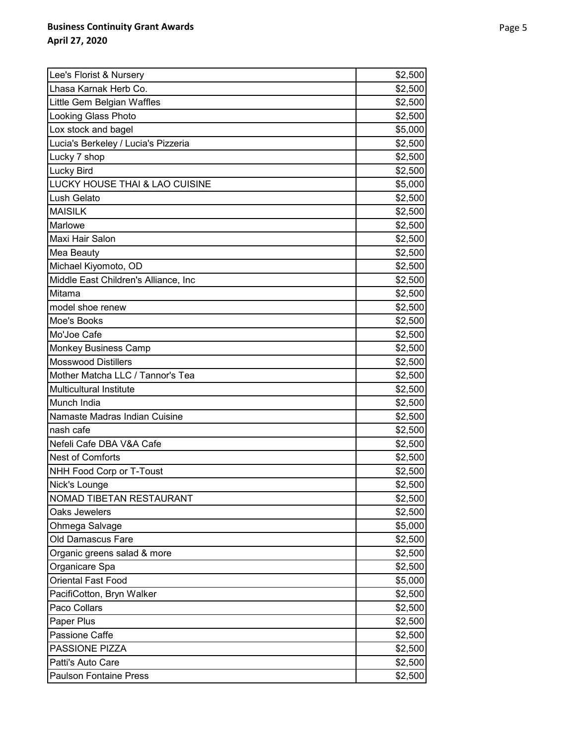| | |
|---|---|
| Lee's Florist & Nursery | $2,500 |
| Lhasa Karnak Herb Co. | $2,500 |
| Little Gem Belgian Waffles | $2,500 |
| Looking Glass Photo | $2,500 |
| Lox stock and bagel | $5,000 |
| Lucia's Berkeley / Lucia's Pizzeria | $2,500 |
| Lucky 7 shop | $2,500 |
| Lucky Bird | $2,500 |
| LUCKY HOUSE THAI & LAO CUISINE | $5,000 |
| Lush Gelato | $2,500 |
| MAISILK | $2,500 |
| Marlowe | $2,500 |
| Maxi Hair Salon | $2,500 |
| Mea Beauty | $2,500 |
| Michael Kiyomoto, OD | $2,500 |
| Middle East Children's Alliance, Inc | $2,500 |
| Mitama | $2,500 |
| model shoe renew | $2,500 |
| Moe's Books | $2,500 |
| Mo'Joe Cafe | $2,500 |
| Monkey Business Camp | $2,500 |
| Mosswood Distillers | $2,500 |
| Mother Matcha LLC / Tannor's Tea | $2,500 |
| Multicultural Institute | $2,500 |
| Munch India | $2,500 |
| Namaste Madras Indian Cuisine | $2,500 |
| nash cafe | $2,500 |
| Nefeli Cafe DBA V&A Cafe | $2,500 |
| Nest of Comforts | $2,500 |
| NHH Food Corp or T-Toust | $2,500 |
| Nick's Lounge | $2,500 |
| NOMAD TIBETAN RESTAURANT | $2,500 |
| Oaks Jewelers | $2,500 |
| Ohmega Salvage | $5,000 |
| Old Damascus Fare | $2,500 |
| Organic greens salad & more | $2,500 |
| Organicare Spa | $2,500 |
| Oriental Fast Food | $5,000 |
| PacifiCotton, Bryn Walker | $2,500 |
| Paco Collars | $2,500 |
| Paper Plus | $2,500 |
| Passione Caffe | $2,500 |
| PASSIONE PIZZA | $2,500 |
| Patti's Auto Care | $2,500 |
| Paulson Fontaine Press | $2,500 |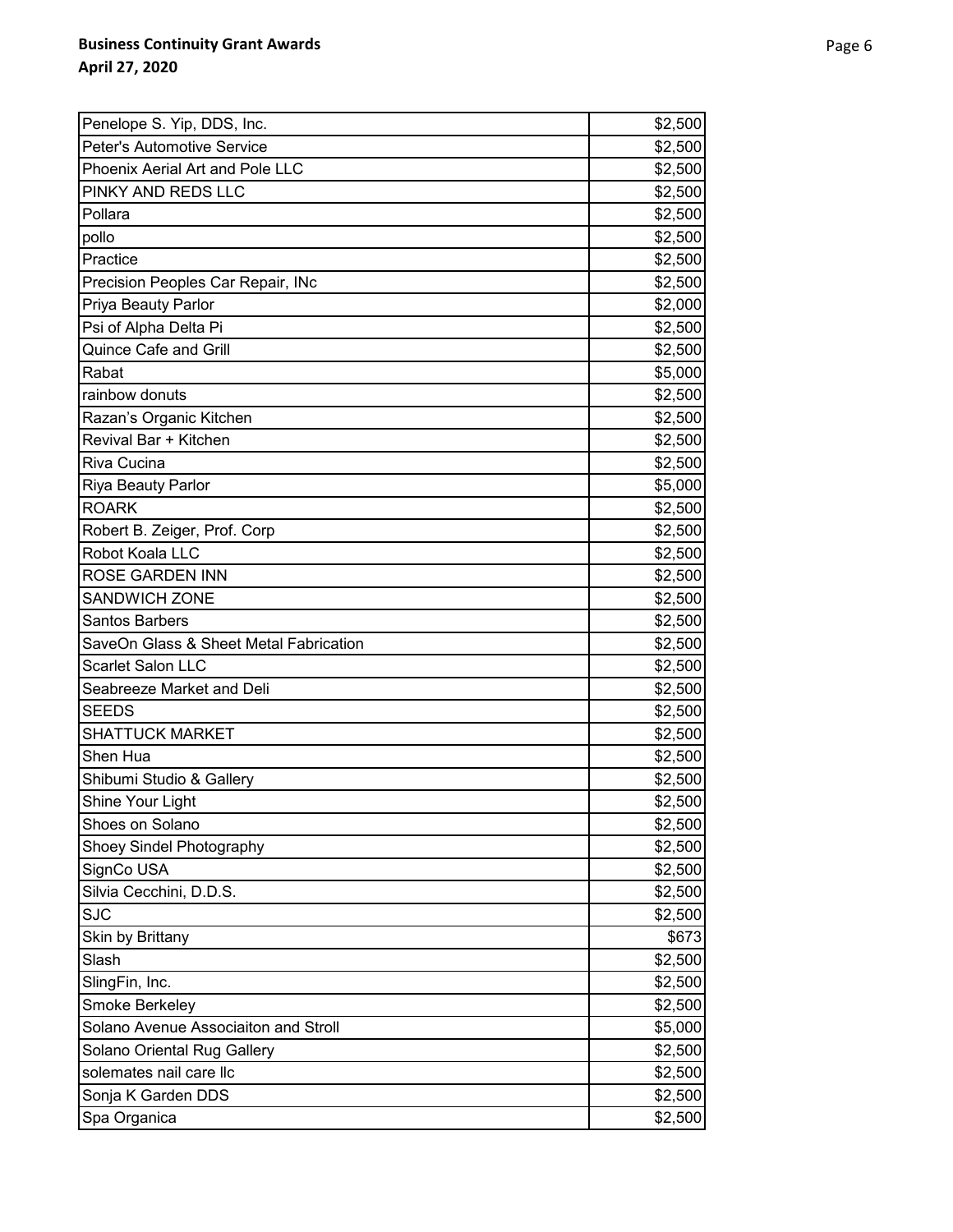**Business Continuity Grant Awards**
**April 27, 2020**

| | |
|---|---|
| Penelope S. Yip, DDS, Inc. | $2,500 |
| Peter's Automotive Service | $2,500 |
| Phoenix Aerial Art and Pole LLC | $2,500 |
| PINKY AND REDS LLC | $2,500 |
| Pollara | $2,500 |
| pollo | $2,500 |
| Practice | $2,500 |
| Precision Peoples Car Repair, INc | $2,500 |
| Priya Beauty Parlor | $2,000 |
| Psi of Alpha Delta Pi | $2,500 |
| Quince Cafe and Grill | $2,500 |
| Rabat | $5,000 |
| rainbow donuts | $2,500 |
| Razan's Organic Kitchen | $2,500 |
| Revival Bar + Kitchen | $2,500 |
| Riva Cucina | $2,500 |
| Riya Beauty Parlor | $5,000 |
| ROARK | $2,500 |
| Robert B. Zeiger, Prof. Corp | $2,500 |
| Robot Koala LLC | $2,500 |
| ROSE GARDEN INN | $2,500 |
| SANDWICH ZONE | $2,500 |
| Santos Barbers | $2,500 |
| SaveOn Glass & Sheet Metal Fabrication | $2,500 |
| Scarlet Salon LLC | $2,500 |
| Seabreeze Market and Deli | $2,500 |
| SEEDS | $2,500 |
| SHATTUCK MARKET | $2,500 |
| Shen Hua | $2,500 |
| Shibumi Studio & Gallery | $2,500 |
| Shine Your Light | $2,500 |
| Shoes on Solano | $2,500 |
| Shoey Sindel Photography | $2,500 |
| SignCo USA | $2,500 |
| Silvia Cecchini, D.D.S. | $2,500 |
| SJC | $2,500 |
| Skin by Brittany | $673 |
| Slash | $2,500 |
| SlingFin, Inc. | $2,500 |
| Smoke Berkeley | $2,500 |
| Solano Avenue Associaiton and Stroll | $5,000 |
| Solano Oriental Rug Gallery | $2,500 |
| solemates nail care llc | $2,500 |
| Sonja K Garden DDS | $2,500 |
| Spa Organica | $2,500 |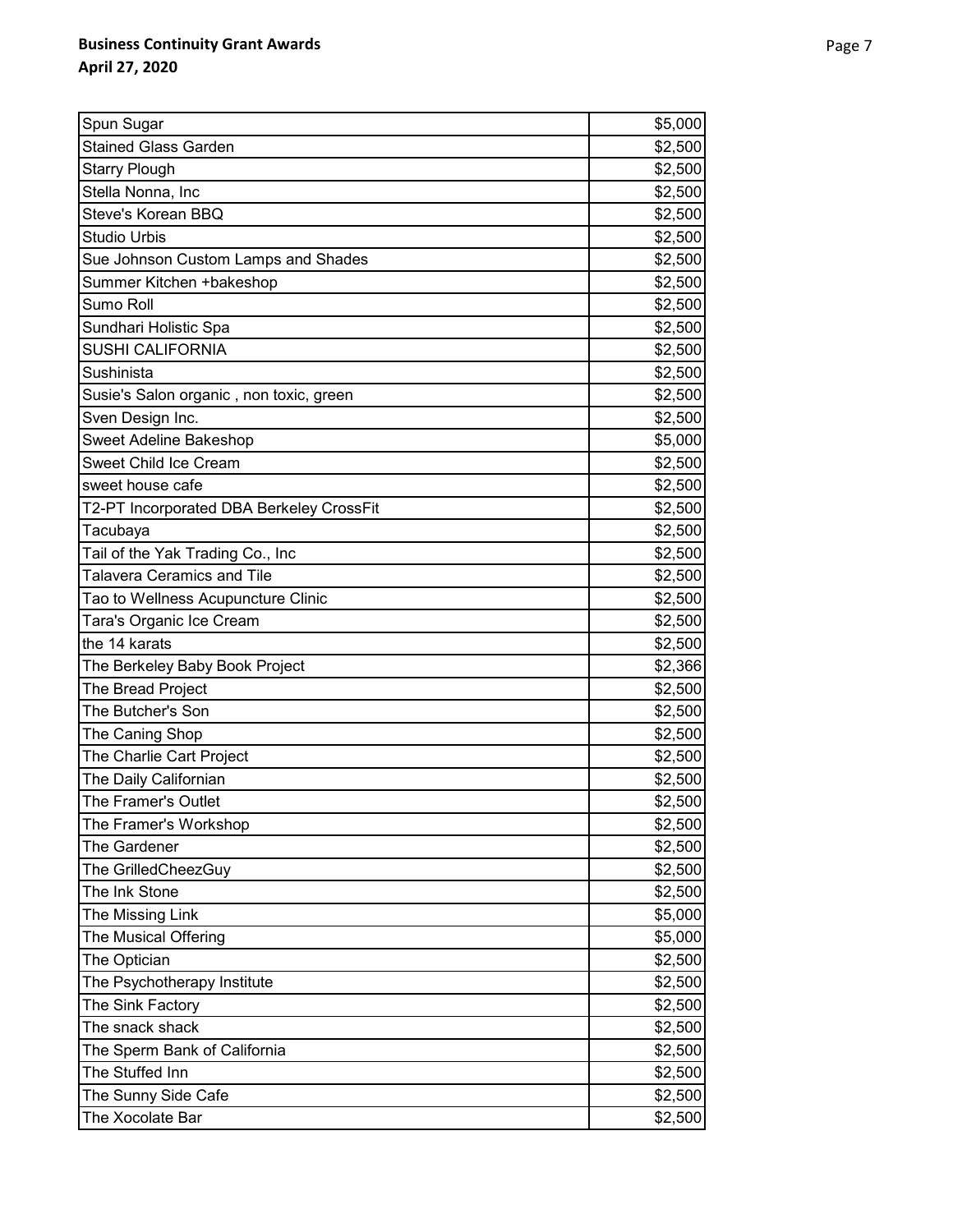**Business Continuity Grant Awards**
**April 27, 2020**

| | |
|---|---|
| Spun Sugar | $5,000 |
| Stained Glass Garden | $2,500 |
| Starry Plough | $2,500 |
| Stella Nonna, Inc | $2,500 |
| Steve's Korean BBQ | $2,500 |
| Studio Urbis | $2,500 |
| Sue Johnson Custom Lamps and Shades | $2,500 |
| Summer Kitchen +bakeshop | $2,500 |
| Sumo Roll | $2,500 |
| Sundhari Holistic Spa | $2,500 |
| SUSHI CALIFORNIA | $2,500 |
| Sushinista | $2,500 |
| Susie's Salon organic , non toxic, green | $2,500 |
| Sven Design Inc. | $2,500 |
| Sweet Adeline Bakeshop | $5,000 |
| Sweet Child Ice Cream | $2,500 |
| sweet house cafe | $2,500 |
| T2-PT Incorporated DBA Berkeley CrossFit | $2,500 |
| Tacubaya | $2,500 |
| Tail of the Yak Trading Co., Inc | $2,500 |
| Talavera Ceramics and Tile | $2,500 |
| Tao to Wellness Acupuncture Clinic | $2,500 |
| Tara's Organic Ice Cream | $2,500 |
| the 14 karats | $2,500 |
| The Berkeley Baby Book Project | $2,366 |
| The Bread Project | $2,500 |
| The Butcher's Son | $2,500 |
| The Caning Shop | $2,500 |
| The Charlie Cart Project | $2,500 |
| The Daily Californian | $2,500 |
| The Framer's Outlet | $2,500 |
| The Framer's Workshop | $2,500 |
| The Gardener | $2,500 |
| The GrilledCheezGuy | $2,500 |
| The Ink Stone | $2,500 |
| The Missing Link | $5,000 |
| The Musical Offering | $5,000 |
| The Optician | $2,500 |
| The Psychotherapy Institute | $2,500 |
| The Sink Factory | $2,500 |
| The snack shack | $2,500 |
| The Sperm Bank of California | $2,500 |
| The Stuffed Inn | $2,500 |
| The Sunny Side Cafe | $2,500 |
| The Xocolate Bar | $2,500 |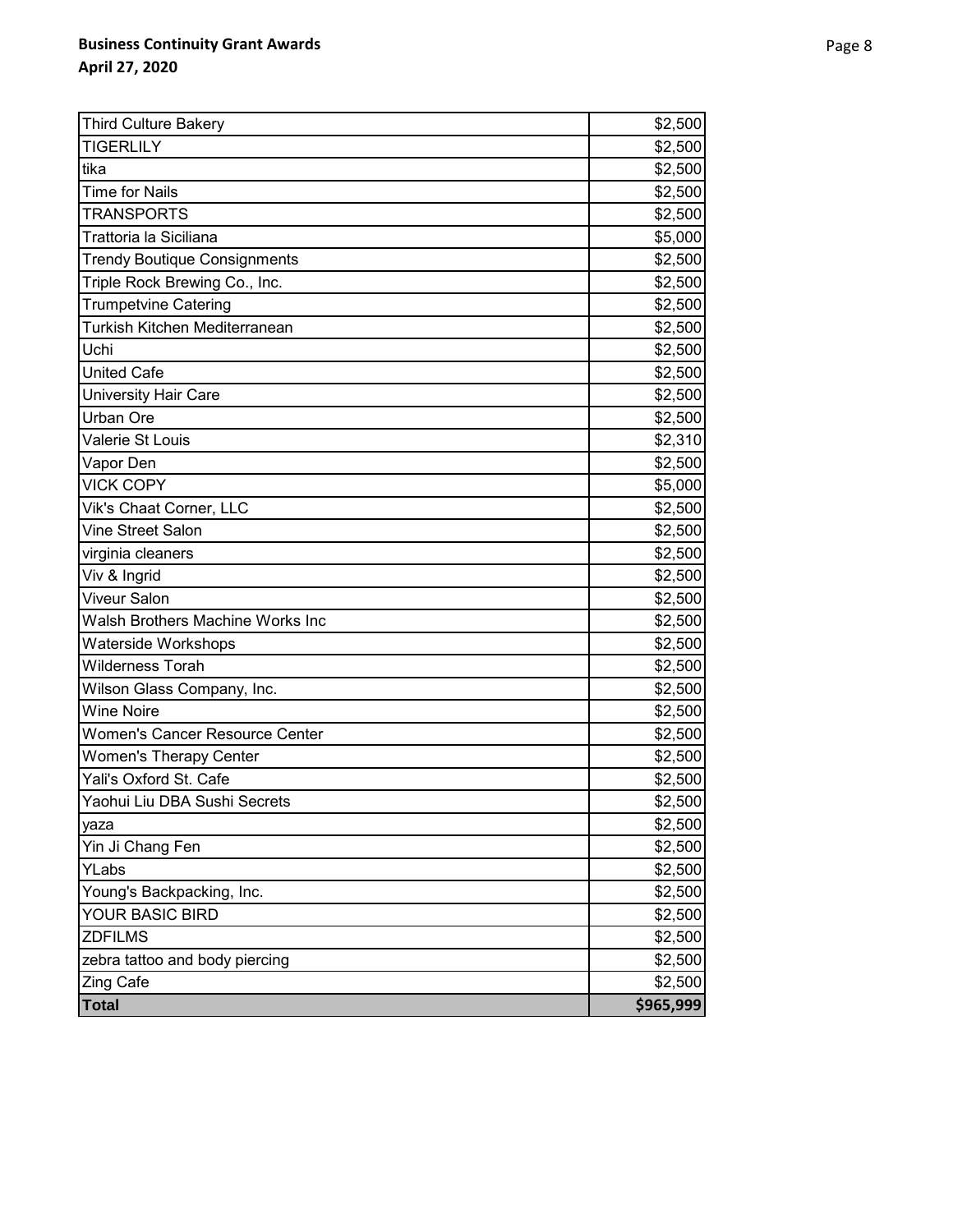**Business Continuity Grant Awards**
**April 27, 2020**

| | |
|---|---|
| Third Culture Bakery | $2,500 |
| TIGERLILY | $2,500 |
| tika | $2,500 |
| Time for Nails | $2,500 |
| TRANSPORTS | $2,500 |
| Trattoria la Siciliana | $5,000 |
| Trendy Boutique Consignments | $2,500 |
| Triple Rock Brewing Co., Inc. | $2,500 |
| Trumpetvine Catering | $2,500 |
| Turkish Kitchen Mediterranean | $2,500 |
| Uchi | $2,500 |
| United Cafe | $2,500 |
| University Hair Care | $2,500 |
| Urban Ore | $2,500 |
| Valerie St Louis | $2,310 |
| Vapor Den | $2,500 |
| VICK COPY | $5,000 |
| Vik's Chaat Corner, LLC | $2,500 |
| Vine Street Salon | $2,500 |
| virginia cleaners | $2,500 |
| Viv & Ingrid | $2,500 |
| Viveur Salon | $2,500 |
| Walsh Brothers Machine Works Inc | $2,500 |
| Waterside Workshops | $2,500 |
| Wilderness Torah | $2,500 |
| Wilson Glass Company, Inc. | $2,500 |
| Wine Noire | $2,500 |
| Women's Cancer Resource Center | $2,500 |
| Women's Therapy Center | $2,500 |
| Yali's Oxford St. Cafe | $2,500 |
| Yaohui Liu DBA Sushi Secrets | $2,500 |
| yaza | $2,500 |
| Yin Ji Chang Fen | $2,500 |
| YLabs | $2,500 |
| Young's Backpacking, Inc. | $2,500 |
| YOUR BASIC BIRD | $2,500 |
| ZDFILMS | $2,500 |
| zebra tattoo and body piercing | $2,500 |
| Zing Cafe | $2,500 |
| **Total** | **$965,999** |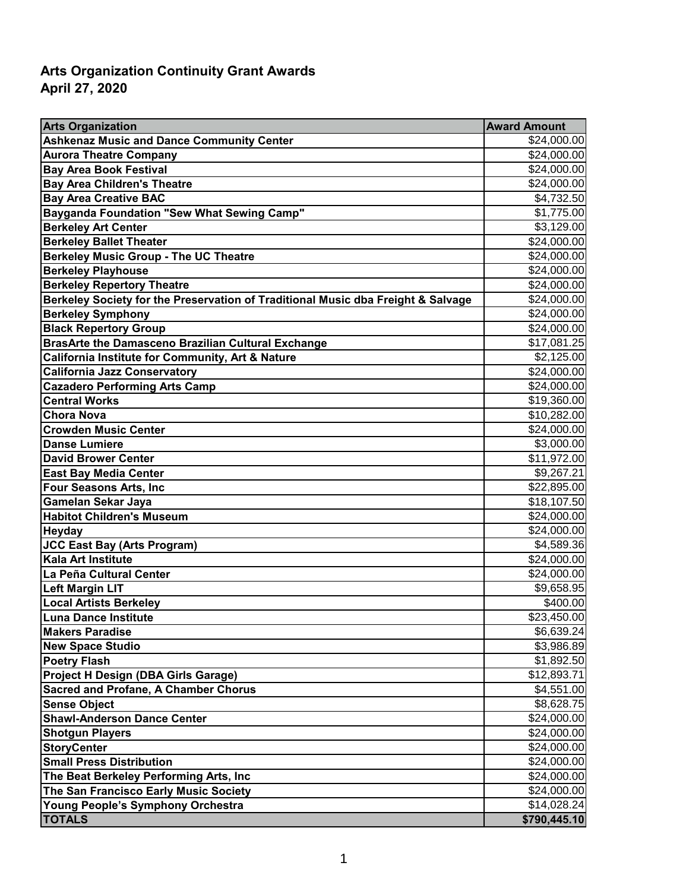# Arts Organization Continuity Grant Awards
## April 27, 2020

| Arts Organization | Award Amount |
| --- | --- |
| Ashkenaz Music and Dance Community Center | $24,000.00 |
| Aurora Theatre Company | $24,000.00 |
| Bay Area Book Festival | $24,000.00 |
| Bay Area Children's Theatre | $24,000.00 |
| Bay Area Creative BAC | $4,732.50 |
| Bayganda Foundation "Sew What Sewing Camp" | $1,775.00 |
| Berkeley Art Center | $3,129.00 |
| Berkeley Ballet Theater | $24,000.00 |
| Berkeley Music Group - The UC Theatre | $24,000.00 |
| Berkeley Playhouse | $24,000.00 |
| Berkeley Repertory Theatre | $24,000.00 |
| Berkeley Society for the Preservation of Traditional Music dba Freight & Salvage | $24,000.00 |
| Berkeley Symphony | $24,000.00 |
| Black Repertory Group | $24,000.00 |
| BrasArte the Damasceno Brazilian Cultural Exchange | $17,081.25 |
| California Institute for Community, Art & Nature | $2,125.00 |
| California Jazz Conservatory | $24,000.00 |
| Cazadero Performing Arts Camp | $24,000.00 |
| Central Works | $19,360.00 |
| Chora Nova | $10,282.00 |
| Crowden Music Center | $24,000.00 |
| Danse Lumiere | $3,000.00 |
| David Brower Center | $11,972.00 |
| East Bay Media Center | $9,267.21 |
| Four Seasons Arts, Inc | $22,895.00 |
| Gamelan Sekar Jaya | $18,107.50 |
| Habitot Children's Museum | $24,000.00 |
| Heyday | $24,000.00 |
| JCC East Bay (Arts Program) | $4,589.36 |
| Kala Art Institute | $24,000.00 |
| La Peña Cultural Center | $24,000.00 |
| Left Margin LIT | $9,658.95 |
| Local Artists Berkeley | $400.00 |
| Luna Dance Institute | $23,450.00 |
| Makers Paradise | $6,639.24 |
| New Space Studio | $3,986.89 |
| Poetry Flash | $1,892.50 |
| Project H Design (DBA Girls Garage) | $12,893.71 |
| Sacred and Profane, A Chamber Chorus | $4,551.00 |
| Sense Object | $8,628.75 |
| Shawl-Anderson Dance Center | $24,000.00 |
| Shotgun Players | $24,000.00 |
| StoryCenter | $24,000.00 |
| Small Press Distribution | $24,000.00 |
| The Beat Berkeley Performing Arts, Inc | $24,000.00 |
| The San Francisco Early Music Society | $24,000.00 |
| Young People's Symphony Orchestra | $14,028.24 |
| **TOTALS** | **$790,445.10** |